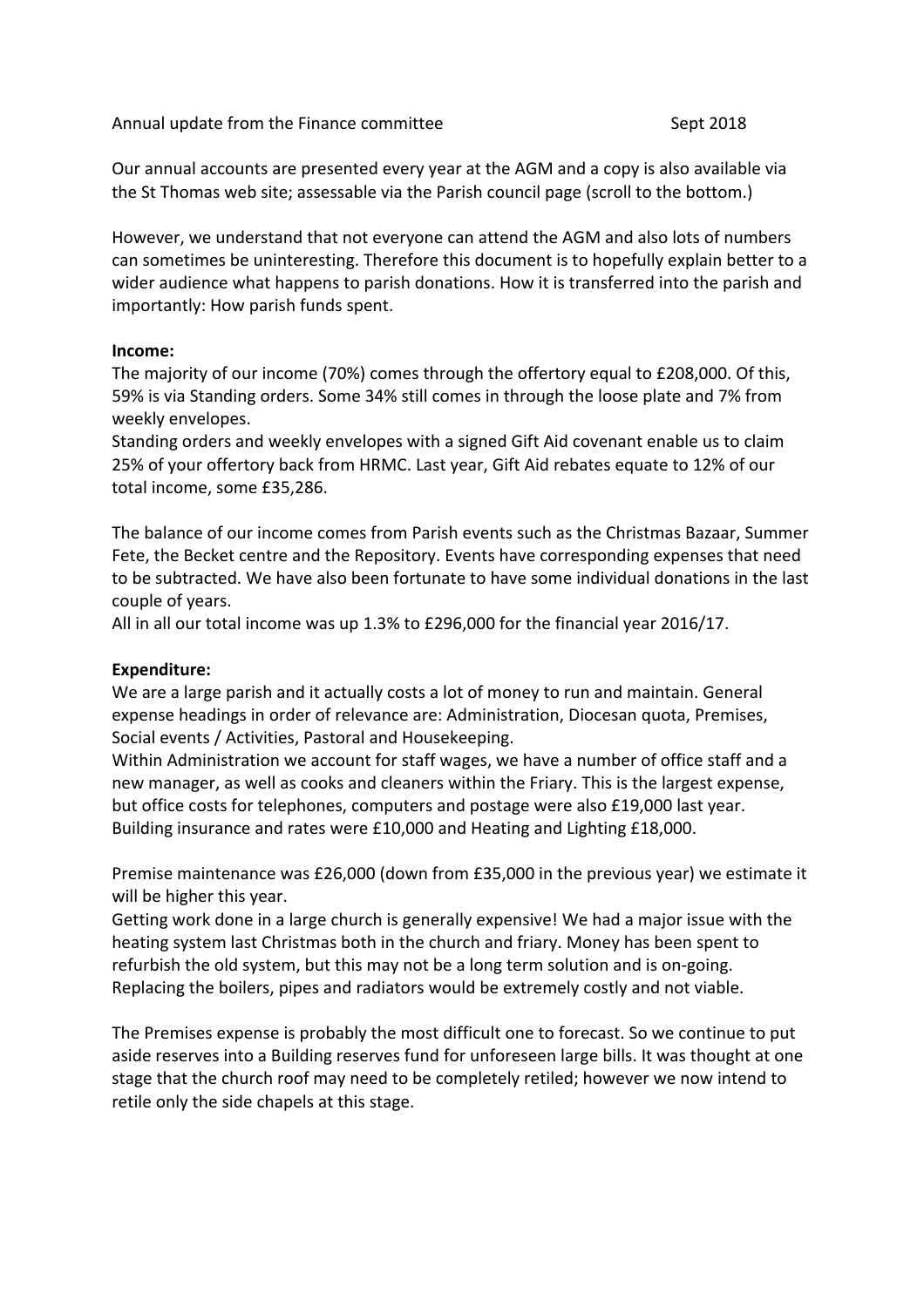Annual update from the Finance committee Sept 2018

Our annual accounts are presented every year at the AGM and a copy is also available via the St Thomas web site; assessable via the Parish council page (scroll to the bottom.)

However, we understand that not everyone can attend the AGM and also lots of numbers can sometimes be uninteresting. Therefore this document is to hopefully explain better to a wider audience what happens to parish donations. How it is transferred into the parish and importantly: How parish funds spent.

**Income:**

The majority of our income (70%) comes through the offertory equal to £208,000. Of this, 59% is via Standing orders. Some 34% still comes in through the loose plate and 7% from weekly envelopes.

Standing orders and weekly envelopes with a signed Gift Aid covenant enable us to claim 25% of your offertory back from HRMC. Last year, Gift Aid rebates equate to 12% of our total income, some £35,286.

The balance of our income comes from Parish events such as the Christmas Bazaar, Summer Fete, the Becket centre and the Repository. Events have corresponding expenses that need to be subtracted. We have also been fortunate to have some individual donations in the last couple of years.

All in all our total income was up 1.3% to £296,000 for the financial year 2016/17.

**Expenditure:**

We are a large parish and it actually costs a lot of money to run and maintain. General expense headings in order of relevance are: Administration, Diocesan quota, Premises, Social events / Activities, Pastoral and Housekeeping.

Within Administration we account for staff wages, we have a number of office staff and a new manager, as well as cooks and cleaners within the Friary. This is the largest expense, but office costs for telephones, computers and postage were also £19,000 last year. Building insurance and rates were £10,000 and Heating and Lighting £18,000.

Premise maintenance was £26,000 (down from £35,000 in the previous year) we estimate it will be higher this year.

Getting work done in a large church is generally expensive! We had a major issue with the heating system last Christmas both in the church and friary. Money has been spent to refurbish the old system, but this may not be a long term solution and is on-going. Replacing the boilers, pipes and radiators would be extremely costly and not viable.

The Premises expense is probably the most difficult one to forecast. So we continue to put aside reserves into a Building reserves fund for unforeseen large bills. It was thought at one stage that the church roof may need to be completely retiled; however we now intend to retile only the side chapels at this stage.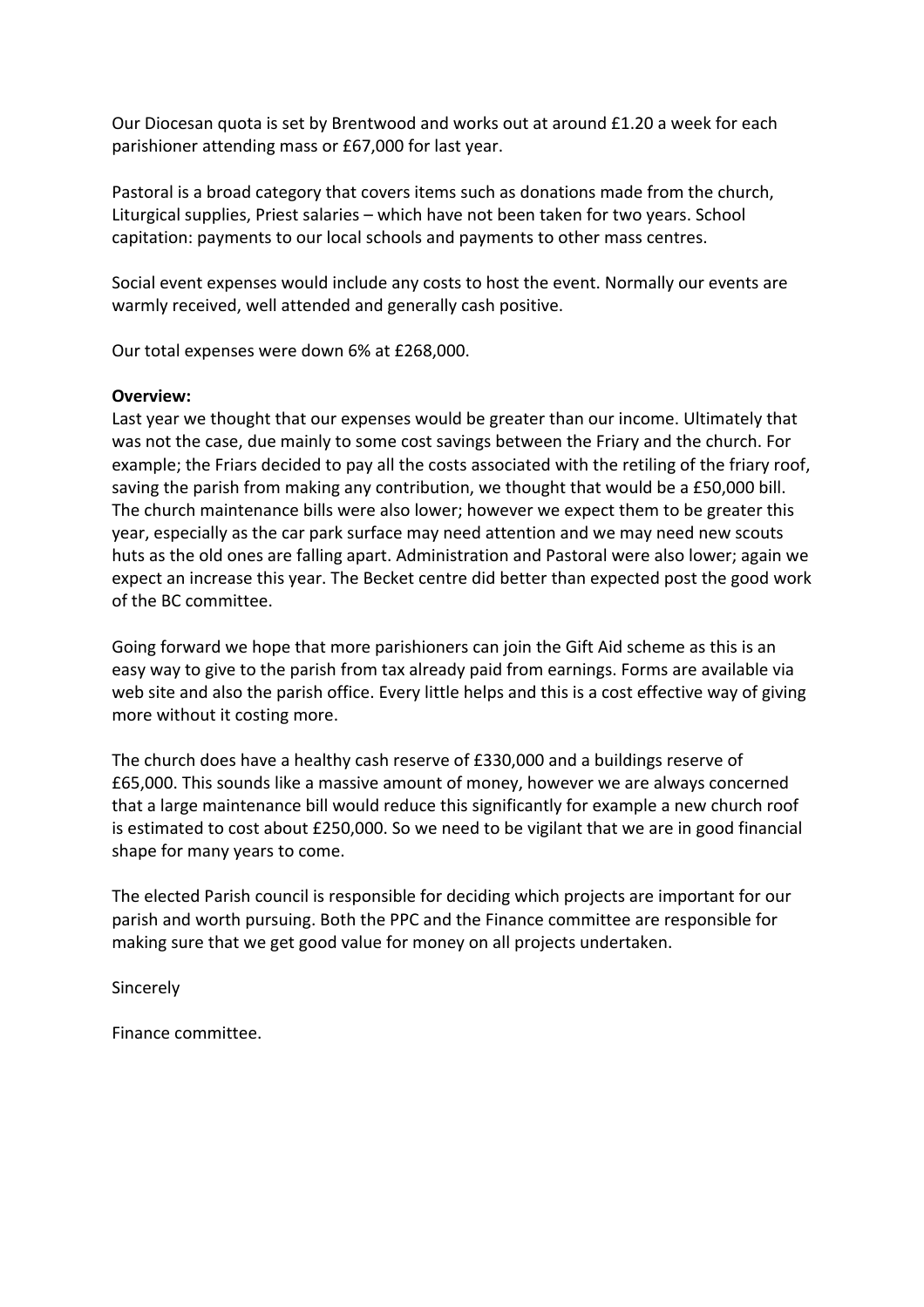Our Diocesan quota is set by Brentwood and works out at around £1.20 a week for each parishioner attending mass or £67,000 for last year.

Pastoral is a broad category that covers items such as donations made from the church, Liturgical supplies, Priest salaries – which have not been taken for two years. School capitation: payments to our local schools and payments to other mass centres.

Social event expenses would include any costs to host the event. Normally our events are warmly received, well attended and generally cash positive.

Our total expenses were down 6% at £268,000.

**Overview:**

Last year we thought that our expenses would be greater than our income. Ultimately that was not the case, due mainly to some cost savings between the Friary and the church. For example; the Friars decided to pay all the costs associated with the retiling of the friary roof, saving the parish from making any contribution, we thought that would be a £50,000 bill. The church maintenance bills were also lower; however we expect them to be greater this year, especially as the car park surface may need attention and we may need new scouts huts as the old ones are falling apart. Administration and Pastoral were also lower; again we expect an increase this year. The Becket centre did better than expected post the good work of the BC committee.

Going forward we hope that more parishioners can join the Gift Aid scheme as this is an easy way to give to the parish from tax already paid from earnings. Forms are available via web site and also the parish office. Every little helps and this is a cost effective way of giving more without it costing more.

The church does have a healthy cash reserve of £330,000 and a buildings reserve of £65,000. This sounds like a massive amount of money, however we are always concerned that a large maintenance bill would reduce this significantly for example a new church roof is estimated to cost about £250,000. So we need to be vigilant that we are in good financial shape for many years to come.

The elected Parish council is responsible for deciding which projects are important for our parish and worth pursuing. Both the PPC and the Finance committee are responsible for making sure that we get good value for money on all projects undertaken.

Sincerely

Finance committee.